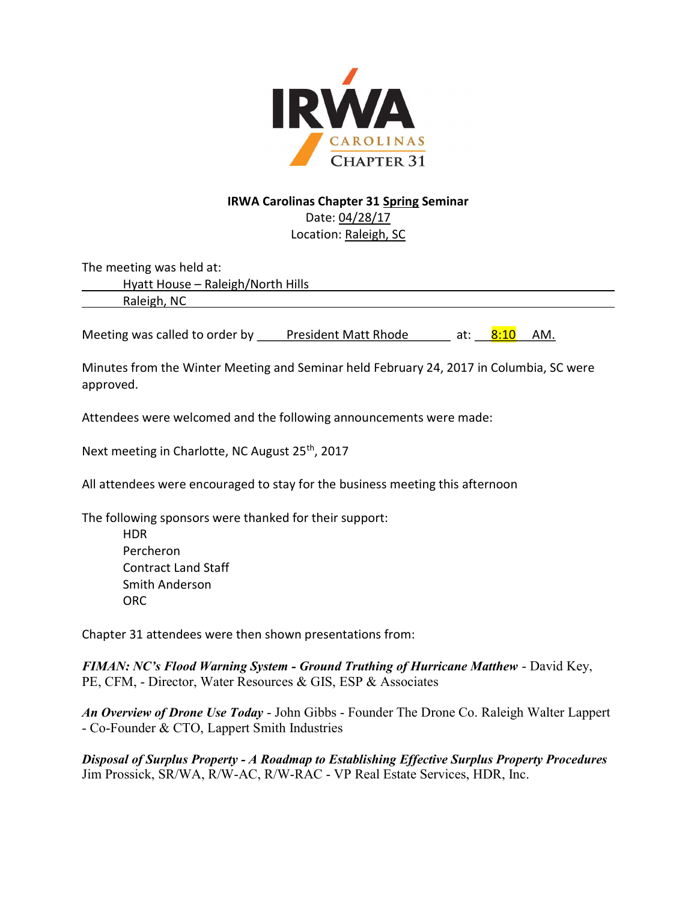**IRWA Carolinas Chapter 31 Spring Seminar**
Date: 04/28/17
Location: Raleigh, SC

The meeting was held at:
Hyatt House – Raleigh/North Hills
Raleigh, NC

Meeting was called to order by President Matt Rhode at: 8:10 AM.

Minutes from the Winter Meeting and Seminar held February 24, 2017 in Columbia, SC were approved.

Attendees were welcomed and the following announcements were made:

Next meeting in Charlotte, NC August 25th, 2017

All attendees were encouraged to stay for the business meeting this afternoon

The following sponsors were thanked for their support:

HDR
Percheron
Contract Land Staff
Smith Anderson
ORC

Chapter 31 attendees were then shown presentations from:

***FIMAN: NC's Flood Warning System - Ground Truthing of Hurricane Matthew*** - David Key, PE, CFM, - Director, Water Resources & GIS, ESP & Associates

***An Overview of Drone Use Today*** - John Gibbs - Founder The Drone Co. Raleigh Walter Lappert - Co-Founder & CTO, Lappert Smith Industries

***Disposal of Surplus Property - A Roadmap to Establishing Effective Surplus Property Procedures***
Jim Prossick, SR/WA, R/W-AC, R/W-RAC - VP Real Estate Services, HDR, Inc.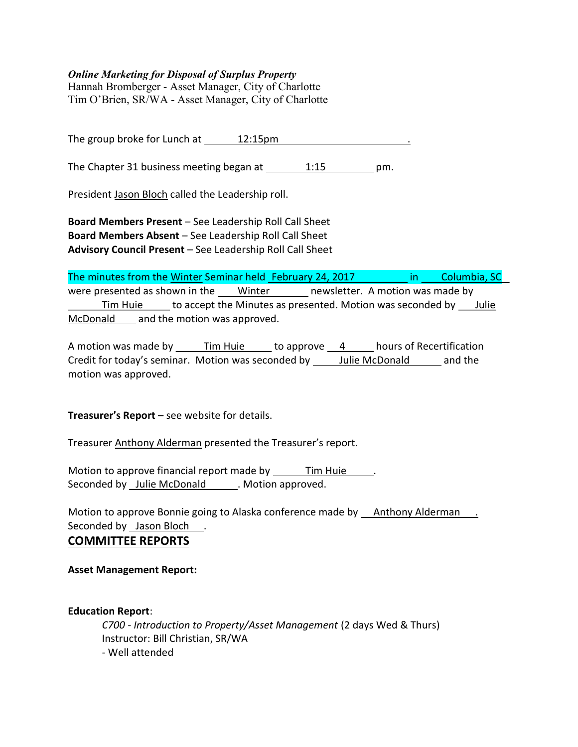***Online Marketing for Disposal of Surplus Property***
Hannah Bromberger - Asset Manager, City of Charlotte
Tim O'Brien, SR/WA - Asset Manager, City of Charlotte

The group broke for Lunch at 12:15pm.

The Chapter 31 business meeting began at 1:15 pm.

President Jason Bloch called the Leadership roll.

**Board Members Present** – See Leadership Roll Call Sheet
**Board Members Absent** – See Leadership Roll Call Sheet
**Advisory Council Present** – See Leadership Roll Call Sheet

The minutes from the Winter Seminar held February 24, 2017 in Columbia, SC were presented as shown in the Winter newsletter. A motion was made by Tim Huie to accept the Minutes as presented. Motion was seconded by Julie McDonald and the motion was approved.

A motion was made by Tim Huie to approve 4 hours of Recertification Credit for today's seminar. Motion was seconded by Julie McDonald and the motion was approved.

**Treasurer's Report** – see website for details.

Treasurer Anthony Alderman presented the Treasurer's report.

Motion to approve financial report made by Tim Huie.
Seconded by Julie McDonald. Motion approved.

Motion to approve Bonnie going to Alaska conference made by Anthony Alderman.
Seconded by Jason Bloch.

## COMMITTEE REPORTS

**Asset Management Report:**

**Education Report**:

*C700 - Introduction to Property/Asset Management* (2 days Wed & Thurs)
Instructor: Bill Christian, SR/WA
- Well attended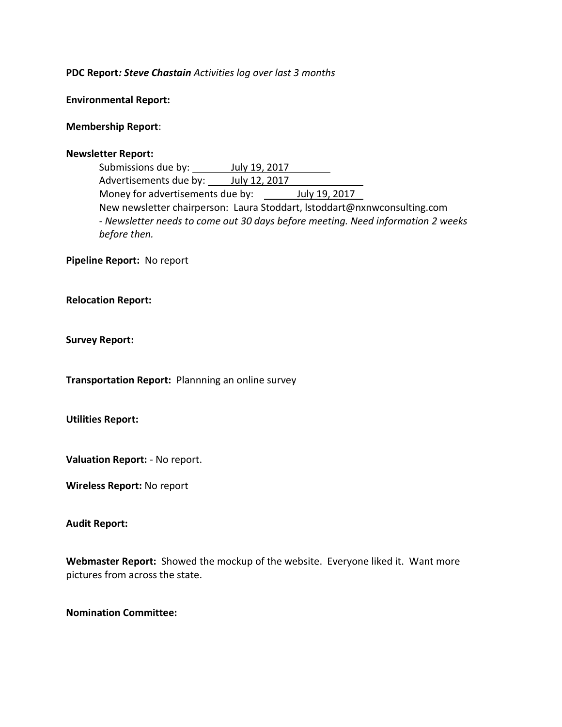**PDC Report*: Steve Chastain*** *Activities log over last 3 months*

**Environmental Report:**

**Membership Report**:

**Newsletter Report:**

Submissions due by: July 19, 2017
Advertisements due by: July 12, 2017
Money for advertisements due by: July 19, 2017
New newsletter chairperson: Laura Stoddart, lstoddart@nxnwconsulting.com
*- Newsletter needs to come out 30 days before meeting. Need information 2 weeks before then.*

**Pipeline Report:** No report

**Relocation Report:**

**Survey Report:**

**Transportation Report:** Plannning an online survey

**Utilities Report:**

**Valuation Report:** - No report.

**Wireless Report:** No report

**Audit Report:**

**Webmaster Report:** Showed the mockup of the website. Everyone liked it. Want more pictures from across the state.

**Nomination Committee:**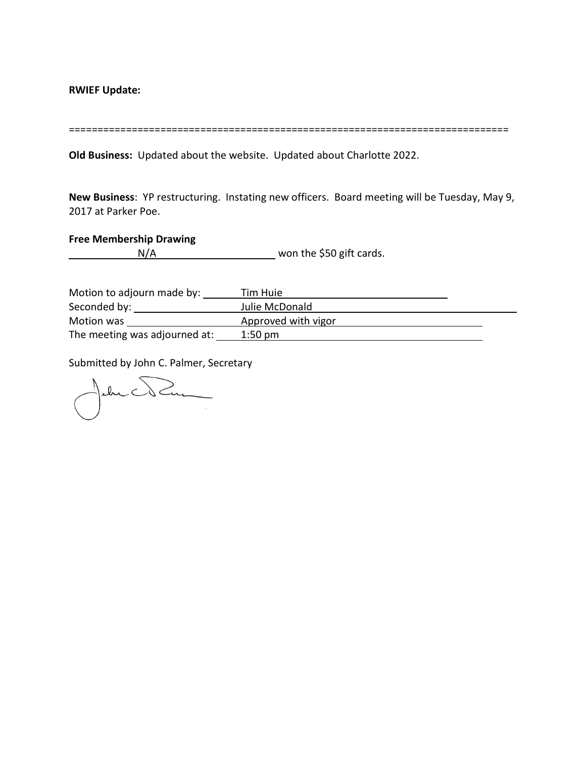**RWIEF Update:**

============================================================================

**Old Business:** Updated about the website. Updated about Charlotte 2022.

**New Business**: YP restructuring. Instating new officers. Board meeting will be Tuesday, May 9, 2017 at Parker Poe.

**Free Membership Drawing**

N/A won the $50 gift cards.

Motion to adjourn made by: Tim Huie
Seconded by: Julie McDonald
Motion was Approved with vigor
The meeting was adjourned at: 1:50 pm

Submitted by John C. Palmer, Secretary